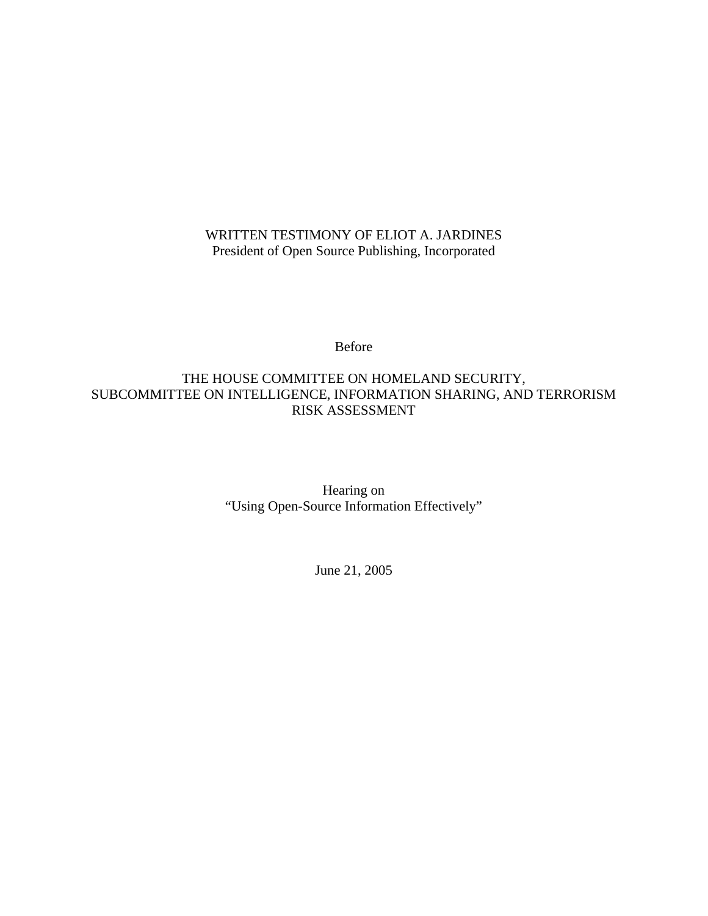WRITTEN TESTIMONY OF ELIOT A. JARDINES
President of Open Source Publishing, Incorporated

Before

THE HOUSE COMMITTEE ON HOMELAND SECURITY,
SUBCOMMITTEE ON INTELLIGENCE, INFORMATION SHARING, AND TERRORISM RISK ASSESSMENT

Hearing on
“Using Open-Source Information Effectively”

June 21, 2005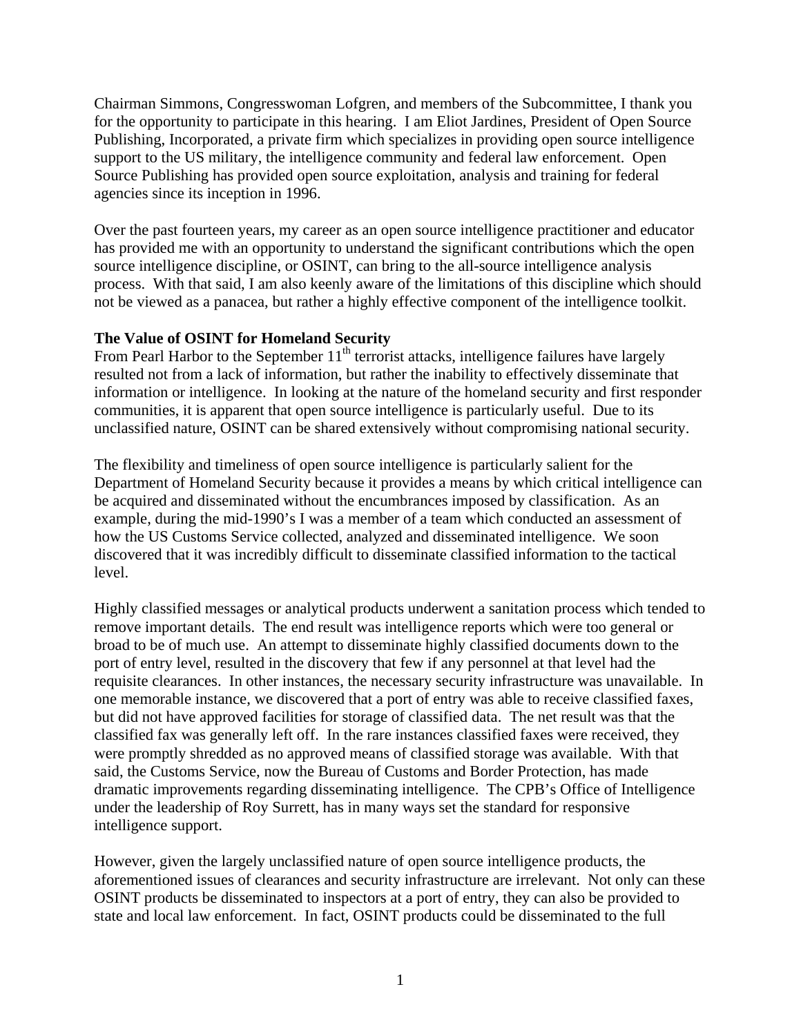Chairman Simmons, Congresswoman Lofgren, and members of the Subcommittee, I thank you for the opportunity to participate in this hearing. I am Eliot Jardines, President of Open Source Publishing, Incorporated, a private firm which specializes in providing open source intelligence support to the US military, the intelligence community and federal law enforcement. Open Source Publishing has provided open source exploitation, analysis and training for federal agencies since its inception in 1996.

Over the past fourteen years, my career as an open source intelligence practitioner and educator has provided me with an opportunity to understand the significant contributions which the open source intelligence discipline, or OSINT, can bring to the all-source intelligence analysis process. With that said, I am also keenly aware of the limitations of this discipline which should not be viewed as a panacea, but rather a highly effective component of the intelligence toolkit.

**The Value of OSINT for Homeland Security**

From Pearl Harbor to the September 11th terrorist attacks, intelligence failures have largely resulted not from a lack of information, but rather the inability to effectively disseminate that information or intelligence. In looking at the nature of the homeland security and first responder communities, it is apparent that open source intelligence is particularly useful. Due to its unclassified nature, OSINT can be shared extensively without compromising national security.

The flexibility and timeliness of open source intelligence is particularly salient for the Department of Homeland Security because it provides a means by which critical intelligence can be acquired and disseminated without the encumbrances imposed by classification. As an example, during the mid-1990's I was a member of a team which conducted an assessment of how the US Customs Service collected, analyzed and disseminated intelligence. We soon discovered that it was incredibly difficult to disseminate classified information to the tactical level.

Highly classified messages or analytical products underwent a sanitation process which tended to remove important details. The end result was intelligence reports which were too general or broad to be of much use. An attempt to disseminate highly classified documents down to the port of entry level, resulted in the discovery that few if any personnel at that level had the requisite clearances. In other instances, the necessary security infrastructure was unavailable. In one memorable instance, we discovered that a port of entry was able to receive classified faxes, but did not have approved facilities for storage of classified data. The net result was that the classified fax was generally left off. In the rare instances classified faxes were received, they were promptly shredded as no approved means of classified storage was available. With that said, the Customs Service, now the Bureau of Customs and Border Protection, has made dramatic improvements regarding disseminating intelligence. The CPB's Office of Intelligence under the leadership of Roy Surrett, has in many ways set the standard for responsive intelligence support.

However, given the largely unclassified nature of open source intelligence products, the aforementioned issues of clearances and security infrastructure are irrelevant. Not only can these OSINT products be disseminated to inspectors at a port of entry, they can also be provided to state and local law enforcement. In fact, OSINT products could be disseminated to the full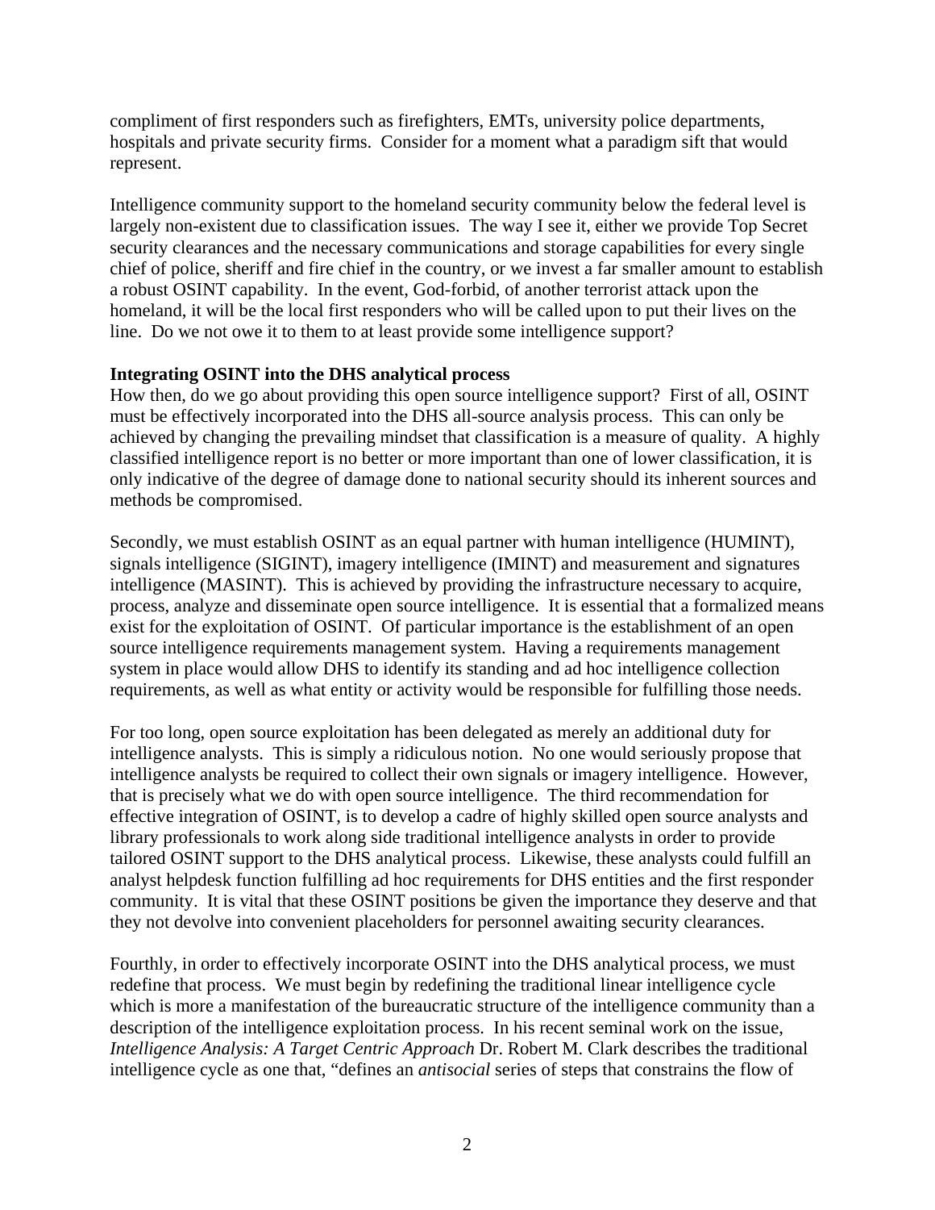compliment of first responders such as firefighters, EMTs, university police departments, hospitals and private security firms. Consider for a moment what a paradigm sift that would represent.

Intelligence community support to the homeland security community below the federal level is largely non-existent due to classification issues. The way I see it, either we provide Top Secret security clearances and the necessary communications and storage capabilities for every single chief of police, sheriff and fire chief in the country, or we invest a far smaller amount to establish a robust OSINT capability. In the event, God-forbid, of another terrorist attack upon the homeland, it will be the local first responders who will be called upon to put their lives on the line. Do we not owe it to them to at least provide some intelligence support?

**Integrating OSINT into the DHS analytical process**

How then, do we go about providing this open source intelligence support? First of all, OSINT must be effectively incorporated into the DHS all-source analysis process. This can only be achieved by changing the prevailing mindset that classification is a measure of quality. A highly classified intelligence report is no better or more important than one of lower classification, it is only indicative of the degree of damage done to national security should its inherent sources and methods be compromised.

Secondly, we must establish OSINT as an equal partner with human intelligence (HUMINT), signals intelligence (SIGINT), imagery intelligence (IMINT) and measurement and signatures intelligence (MASINT). This is achieved by providing the infrastructure necessary to acquire, process, analyze and disseminate open source intelligence. It is essential that a formalized means exist for the exploitation of OSINT. Of particular importance is the establishment of an open source intelligence requirements management system. Having a requirements management system in place would allow DHS to identify its standing and ad hoc intelligence collection requirements, as well as what entity or activity would be responsible for fulfilling those needs.

For too long, open source exploitation has been delegated as merely an additional duty for intelligence analysts. This is simply a ridiculous notion. No one would seriously propose that intelligence analysts be required to collect their own signals or imagery intelligence. However, that is precisely what we do with open source intelligence. The third recommendation for effective integration of OSINT, is to develop a cadre of highly skilled open source analysts and library professionals to work along side traditional intelligence analysts in order to provide tailored OSINT support to the DHS analytical process. Likewise, these analysts could fulfill an analyst helpdesk function fulfilling ad hoc requirements for DHS entities and the first responder community. It is vital that these OSINT positions be given the importance they deserve and that they not devolve into convenient placeholders for personnel awaiting security clearances.

Fourthly, in order to effectively incorporate OSINT into the DHS analytical process, we must redefine that process. We must begin by redefining the traditional linear intelligence cycle which is more a manifestation of the bureaucratic structure of the intelligence community than a description of the intelligence exploitation process. In his recent seminal work on the issue, *Intelligence Analysis: A Target Centric Approach* Dr. Robert M. Clark describes the traditional intelligence cycle as one that, "defines an *antisocial* series of steps that constrains the flow of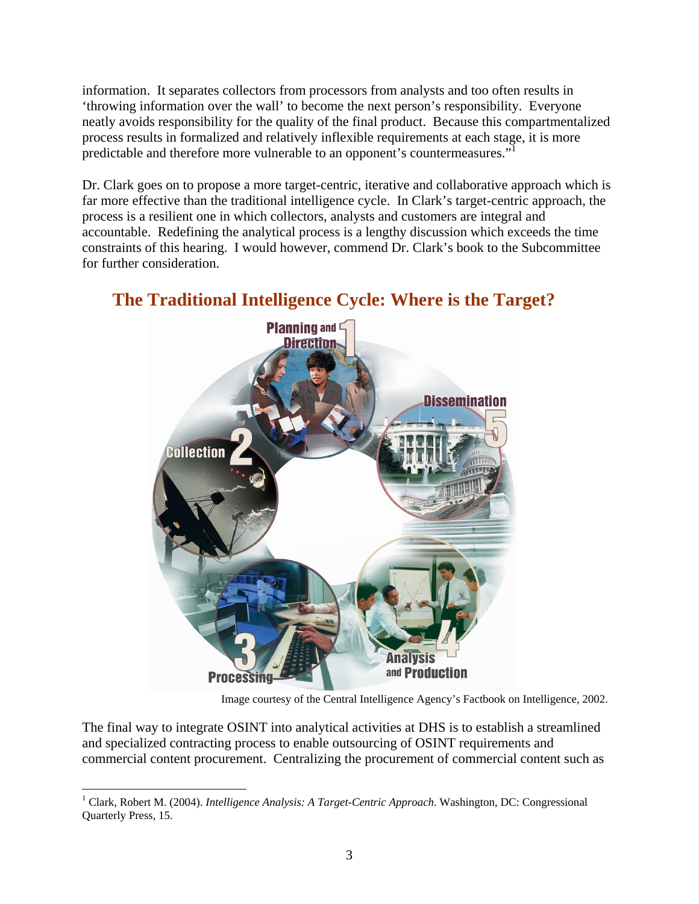information. It separates collectors from processors from analysts and too often results in 'throwing information over the wall' to become the next person's responsibility. Everyone neatly avoids responsibility for the quality of the final product. Because this compartmentalized process results in formalized and relatively inflexible requirements at each stage, it is more predictable and therefore more vulnerable to an opponent's countermeasures."[1]

Dr. Clark goes on to propose a more target-centric, iterative and collaborative approach which is far more effective than the traditional intelligence cycle. In Clark's target-centric approach, the process is a resilient one in which collectors, analysts and customers are integral and accountable. Redefining the analytical process is a lengthy discussion which exceeds the time constraints of this hearing. I would however, commend Dr. Clark's book to the Subcommittee for further consideration.

## The Traditional Intelligence Cycle: Where is the Target?

Planning and Direction 1

Collection 2

Processing 3

Analysis and Production 4

Dissemination 5

Image courtesy of the Central Intelligence Agency's Factbook on Intelligence, 2002.

The final way to integrate OSINT into analytical activities at DHS is to establish a streamlined and specialized contracting process to enable outsourcing of OSINT requirements and commercial content procurement. Centralizing the procurement of commercial content such as

---

[1] Clark, Robert M. (2004). *Intelligence Analysis: A Target-Centric Approach*. Washington, DC: Congressional Quarterly Press, 15.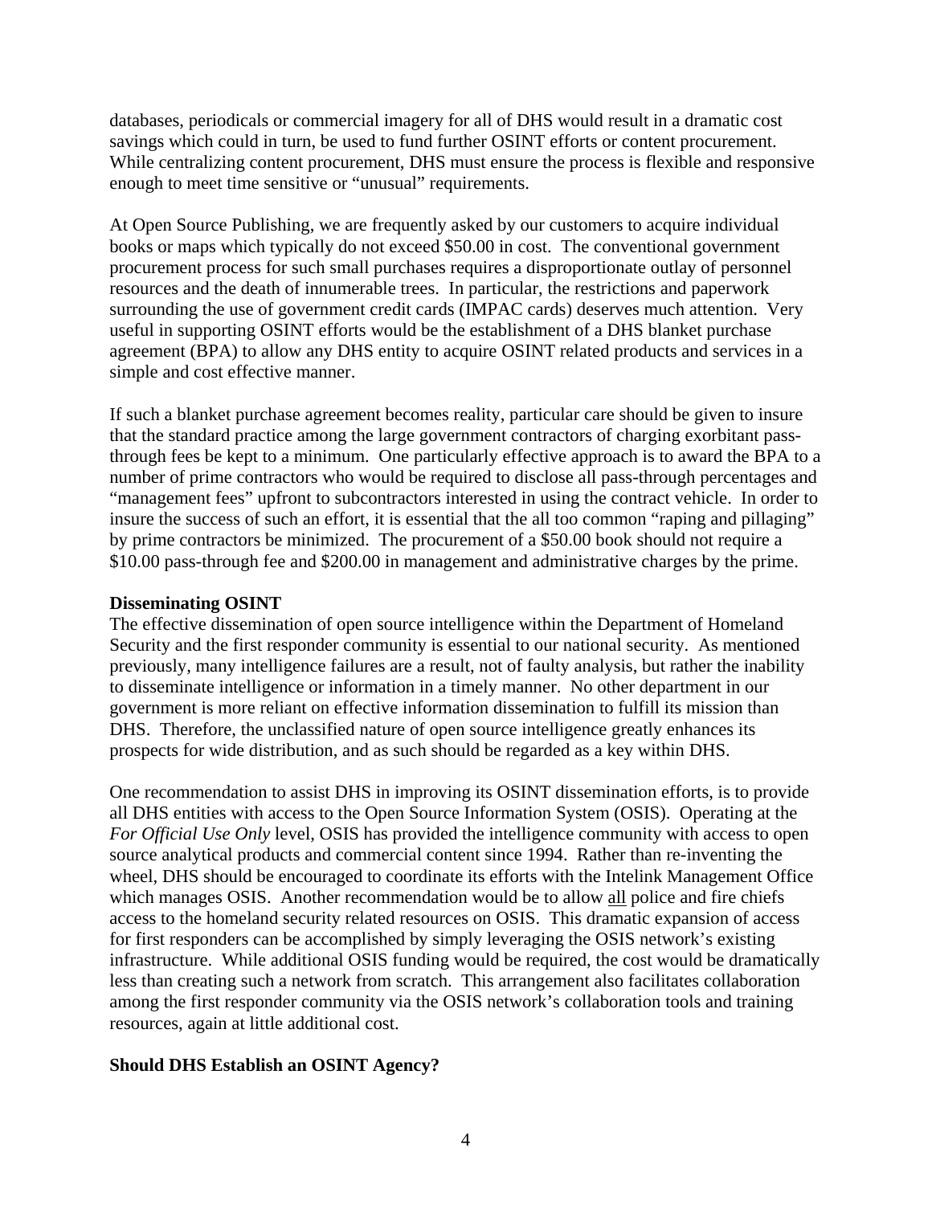databases, periodicals or commercial imagery for all of DHS would result in a dramatic cost savings which could in turn, be used to fund further OSINT efforts or content procurement. While centralizing content procurement, DHS must ensure the process is flexible and responsive enough to meet time sensitive or "unusual" requirements.

At Open Source Publishing, we are frequently asked by our customers to acquire individual books or maps which typically do not exceed $50.00 in cost. The conventional government procurement process for such small purchases requires a disproportionate outlay of personnel resources and the death of innumerable trees. In particular, the restrictions and paperwork surrounding the use of government credit cards (IMPAC cards) deserves much attention. Very useful in supporting OSINT efforts would be the establishment of a DHS blanket purchase agreement (BPA) to allow any DHS entity to acquire OSINT related products and services in a simple and cost effective manner.

If such a blanket purchase agreement becomes reality, particular care should be given to insure that the standard practice among the large government contractors of charging exorbitant pass-through fees be kept to a minimum. One particularly effective approach is to award the BPA to a number of prime contractors who would be required to disclose all pass-through percentages and "management fees" upfront to subcontractors interested in using the contract vehicle. In order to insure the success of such an effort, it is essential that the all too common "raping and pillaging" by prime contractors be minimized. The procurement of a $50.00 book should not require a $10.00 pass-through fee and $200.00 in management and administrative charges by the prime.

**Disseminating OSINT**

The effective dissemination of open source intelligence within the Department of Homeland Security and the first responder community is essential to our national security. As mentioned previously, many intelligence failures are a result, not of faulty analysis, but rather the inability to disseminate intelligence or information in a timely manner. No other department in our government is more reliant on effective information dissemination to fulfill its mission than DHS. Therefore, the unclassified nature of open source intelligence greatly enhances its prospects for wide distribution, and as such should be regarded as a key within DHS.

One recommendation to assist DHS in improving its OSINT dissemination efforts, is to provide all DHS entities with access to the Open Source Information System (OSIS). Operating at the *For Official Use Only* level, OSIS has provided the intelligence community with access to open source analytical products and commercial content since 1994. Rather than re-inventing the wheel, DHS should be encouraged to coordinate its efforts with the Intelink Management Office which manages OSIS. Another recommendation would be to allow <u>all</u> police and fire chiefs access to the homeland security related resources on OSIS. This dramatic expansion of access for first responders can be accomplished by simply leveraging the OSIS network's existing infrastructure. While additional OSIS funding would be required, the cost would be dramatically less than creating such a network from scratch. This arrangement also facilitates collaboration among the first responder community via the OSIS network's collaboration tools and training resources, again at little additional cost.

**Should DHS Establish an OSINT Agency?**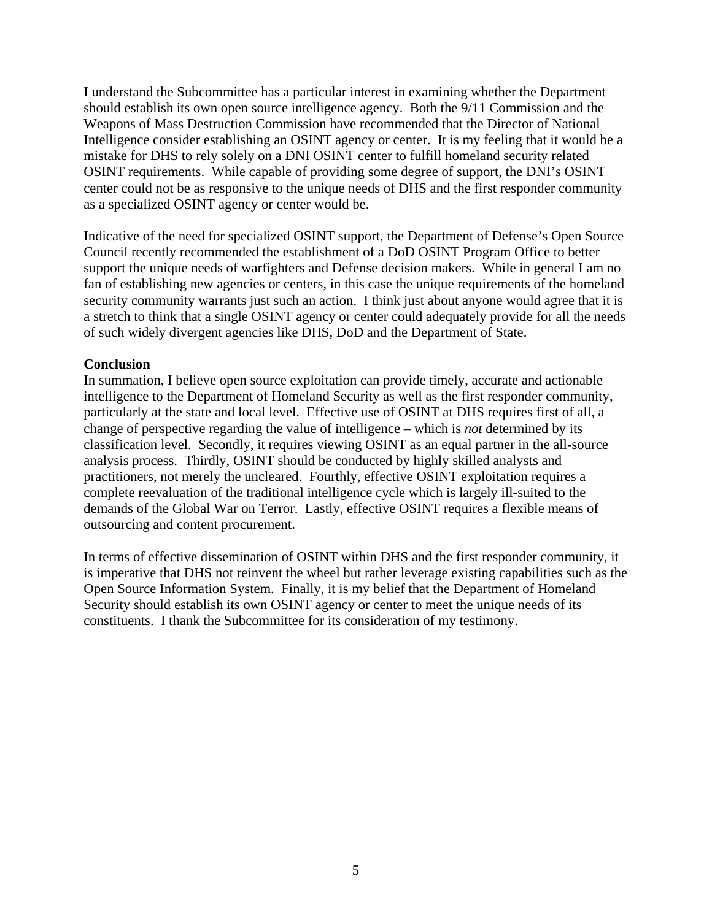I understand the Subcommittee has a particular interest in examining whether the Department should establish its own open source intelligence agency. Both the 9/11 Commission and the Weapons of Mass Destruction Commission have recommended that the Director of National Intelligence consider establishing an OSINT agency or center. It is my feeling that it would be a mistake for DHS to rely solely on a DNI OSINT center to fulfill homeland security related OSINT requirements. While capable of providing some degree of support, the DNI's OSINT center could not be as responsive to the unique needs of DHS and the first responder community as a specialized OSINT agency or center would be.

Indicative of the need for specialized OSINT support, the Department of Defense's Open Source Council recently recommended the establishment of a DoD OSINT Program Office to better support the unique needs of warfighters and Defense decision makers. While in general I am no fan of establishing new agencies or centers, in this case the unique requirements of the homeland security community warrants just such an action. I think just about anyone would agree that it is a stretch to think that a single OSINT agency or center could adequately provide for all the needs of such widely divergent agencies like DHS, DoD and the Department of State.

**Conclusion**

In summation, I believe open source exploitation can provide timely, accurate and actionable intelligence to the Department of Homeland Security as well as the first responder community, particularly at the state and local level. Effective use of OSINT at DHS requires first of all, a change of perspective regarding the value of intelligence – which is *not* determined by its classification level. Secondly, it requires viewing OSINT as an equal partner in the all-source analysis process. Thirdly, OSINT should be conducted by highly skilled analysts and practitioners, not merely the uncleared. Fourthly, effective OSINT exploitation requires a complete reevaluation of the traditional intelligence cycle which is largely ill-suited to the demands of the Global War on Terror. Lastly, effective OSINT requires a flexible means of outsourcing and content procurement.

In terms of effective dissemination of OSINT within DHS and the first responder community, it is imperative that DHS not reinvent the wheel but rather leverage existing capabilities such as the Open Source Information System. Finally, it is my belief that the Department of Homeland Security should establish its own OSINT agency or center to meet the unique needs of its constituents. I thank the Subcommittee for its consideration of my testimony.